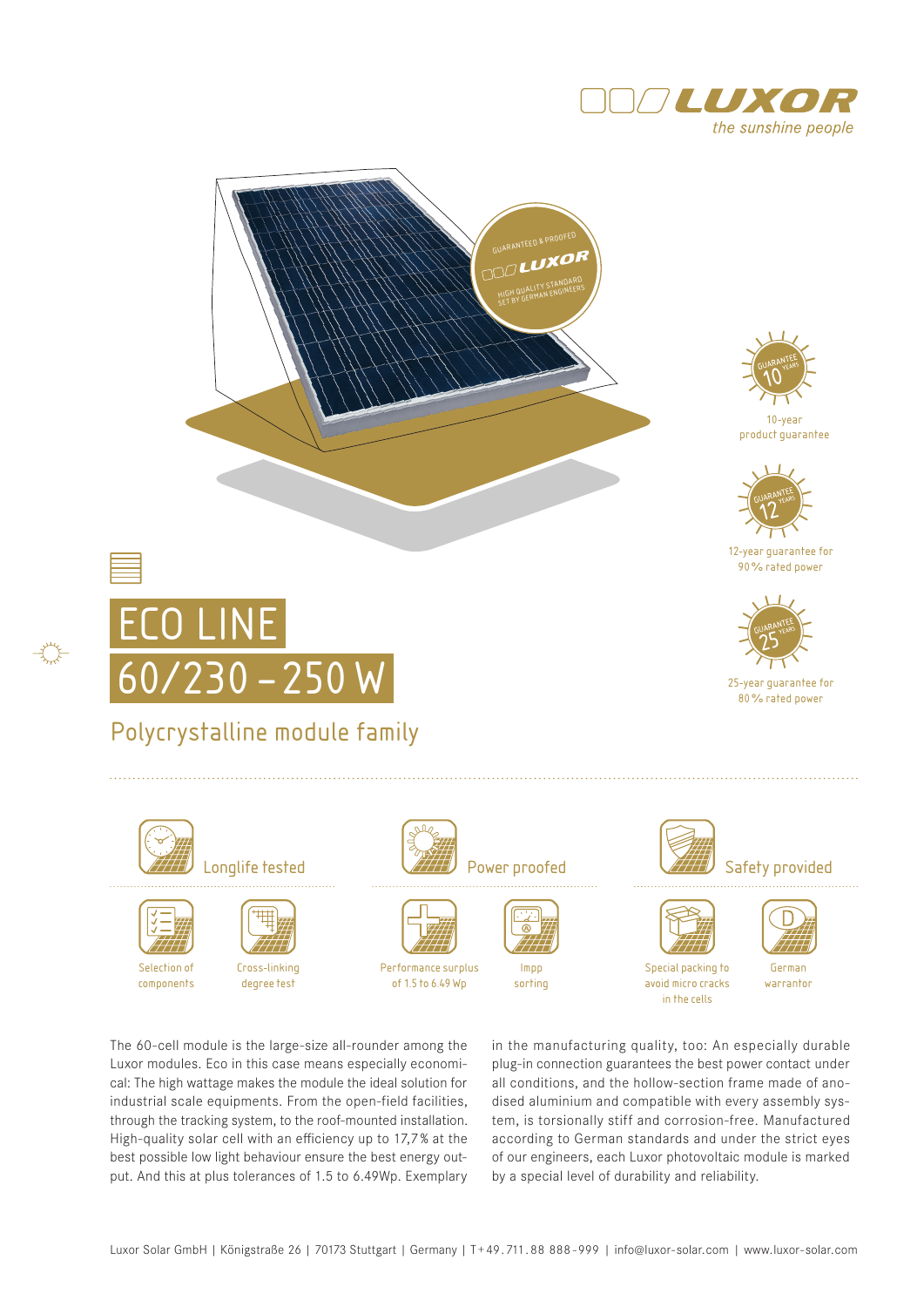LUXOR
*the sunshine people*

# ECO LINE
# 60/230 – 250 W

## Polycrystalline module family

GUARANTEED & PROOFED
LUXOR
HIGH QUALITY STANDARD SET BY GERMAN ENGINEERS

10-year product guarantee

12-year guarantee for 90 % rated power

25-year guarantee for 80 % rated power

### Longlife tested

Selection of components

Cross-linking degree test

### Power proofed

Performance surplus of 1.5 to 6.49 Wp

Impp sorting

### Safety provided

Special packing to avoid micro cracks in the cells

German warrantor

The 60-cell module is the large-size all-rounder among the Luxor modules. Eco in this case means especially economical: The high wattage makes the module the ideal solution for industrial scale equipments. From the open-field facilities, through the tracking system, to the roof-mounted installation. High-quality solar cell with an efficiency up to 17,7 % at the best possible low light behaviour ensure the best energy output. And this at plus tolerances of 1.5 to 6.49Wp. Exemplary in the manufacturing quality, too: An especially durable plug-in connection guarantees the best power contact under all conditions, and the hollow-section frame made of anodised aluminium and compatible with every assembly system, is torsionally stiff and corrosion-free. Manufactured according to German standards and under the strict eyes of our engineers, each Luxor photovoltaic module is marked by a special level of durability and reliability.

Luxor Solar GmbH | Königstraße 26 | 70173 Stuttgart | Germany | T +49.711.88 888-999 | info@luxor-solar.com | www.luxor-solar.com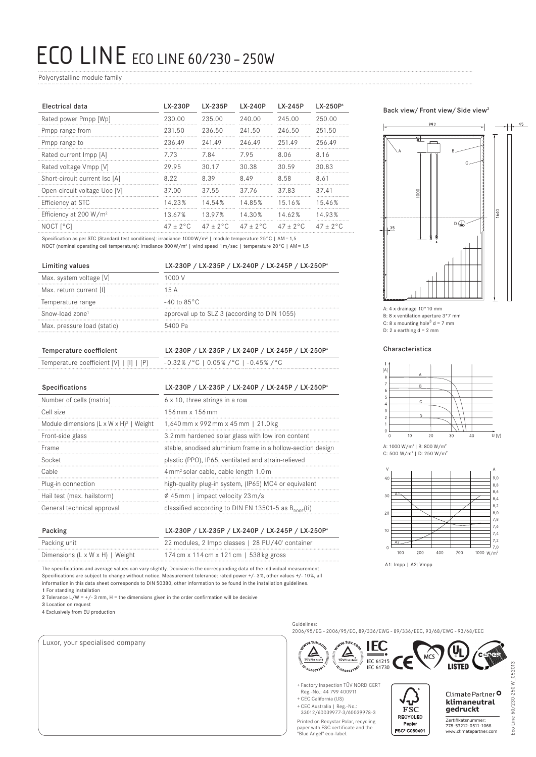# ECO LINE ECO LINE 60/230 – 250W

Polycrystalline module family

| Electrical data | LX-230P | LX-235P | LX-240P | LX-245P | LX-250P[4] |
|---|---|---|---|---|---|
| Rated power Pmpp [Wp] | 230.00 | 235.00 | 240.00 | 245.00 | 250.00 |
| Pmpp range from | 231.50 | 236.50 | 241.50 | 246.50 | 251.50 |
| Pmpp range to | 236.49 | 241.49 | 246.49 | 251.49 | 256.49 |
| Rated current Impp [A] | 7.73 | 7.84 | 7.95 | 8.06 | 8.16 |
| Rated voltage Vmpp [V] | 29.95 | 30.17 | 30.38 | 30.59 | 30.83 |
| Short-circuit current Isc [A] | 8.22 | 8.39 | 8.49 | 8.58 | 8.61 |
| Open-circuit voltage Uoc [V] | 37.00 | 37.55 | 37.76 | 37.83 | 37.41 |
| Efficiency at STC | 14.23% | 14.54% | 14.85% | 15.16% | 15.46% |
| Efficiency at 200 W/m² | 13.67% | 13.97% | 14.30% | 14.62% | 14.93% |
| NOCT [°C] | 47 ± 2°C | 47 ± 2°C | 47 ± 2°C | 47 ± 2°C | 47 ± 2°C |

Specification as per STC (Standard test conditions): irradiance 1000 W/m² | module temperature 25°C | AM = 1,5
NOCT (nominal operating cell temperature): irradiance 800 W/m² | wind speed 1 m/sec | temperature 20°C | AM = 1,5

| Limiting values | LX-230P / LX-235P / LX-240P / LX-245P / LX-250P[4] |
|---|---|
| Max. system voltage [V] | 1000 V |
| Max. return current [I] | 15 A |
| Temperature range | -40 to 85°C |
| Snow-load zone[1] | approval up to SLZ 3 (according to DIN 1055) |
| Max. pressure load (static) | 5400 Pa |

| Temperature coefficient | LX-230P / LX-235P / LX-240P / LX-245P / LX-250P[4] |
|---|---|
| Temperature coefficient [V] \| [I] \| [P] | -0.32% /°C \| 0.05% /°C \| -0.45% /°C |

| Specifications | LX-230P / LX-235P / LX-240P / LX-245P / LX-250P[4] |
|---|---|
| Number of cells (matrix) | 6 x 10, three strings in a row |
| Cell size | 156 mm x 156 mm |
| Module dimensions (L x W x H)[2] \| Weight | 1,640 mm x 992 mm x 45 mm \| 21.0 kg |
| Front-side glass | 3.2 mm hardened solar glass with low iron content |
| Frame | stable, anodised aluminium frame in a hollow-section design |
| Socket | plastic (PPO), IP65, ventilated and strain-relieved |
| Cable | 4 mm² solar cable, cable length 1.0 m |
| Plug-in connection | high-quality plug-in system, (IP65) MC4 or equivalent |
| Hail test (max. hailstorm) | Ø 45 mm \| impact velocity 23 m/s |
| General technical approval | classified according to DIN EN 13501-5 as $B_{ROOF}$(ti) |

| Packing | LX-230P / LX-235P / LX-240P / LX-245P / LX-250P[4] |
|---|---|
| Packing unit | 22 modules, 2 Impp classes \| 28 PU/40' container |
| Dimensions (L x W x H) \| Weight | 174 cm x 114 cm x 121 cm \| 538 kg gross |

The specifications and average values can vary slightly. Decisive is the corresponding data of the individual measurement. Specifications are subject to change without notice. Measurement tolerance: rated power +/- 3%, other values +/- 10%, all information in this data sheet corresponds to DIN 50380, other information to be found in the installation guidelines.

1 For standing installation
2 Tolerance L/W = +/- 3 mm, H = the dimensions given in the order confirmation will be decisive
3 Location on request
4 Exclusively from EU production

## Back view/ Front view/ Side view[2]

992
45
1000
1640
35
A B C D

A: 4 x drainage 10*10 mm
B: 8 x ventilation aperture 3*7 mm
C: 8 x mounting hole[3] d = 7 mm
D: 2 x earthing d = 2 mm

## Characteristics

I [A]
0 1 2 3 4 5 6 7 8
0 10 20 30 40 U [V]
A B C D

A: 1000 W/m² | B: 800 W/m²
C: 500 W/m² | D: 250 W/m²

V
0 10 20 30 40
A
7,0 7,2 7,4 7,6 7,8 8,0 8,2 8,4 8,6 8,8 9,0
100 200 400 700 1000 W/m²
A1 A2

A1: Impp | A2: Vmpp

Luxor, your specialised company

Guidelines:
2006/95/EG - 2006/95/EC, 89/336/EWG - 89/336/EEC, 93/68/EWG - 93/68/EEC

IEC 61215
IEC 61730

+ Factory Inspection TÜV NORD CERT Reg.-No.: 44 799 400911
+ CEC California (US)
+ CEC Australia | Reg.-No.: 33012/60039977-3/60039978-3

Printed on Recystar Polar, recycling paper with FSC certificate and the "Blue Angel" eco-label.

FSC RECYCLED Papier FSC® C089491

ClimatePartner klimaneutral gedruckt
Zertifikatsnummer: 778-53212-0511-1068
www.climatepartner.com

Eco Line 60/230-250 W_052013